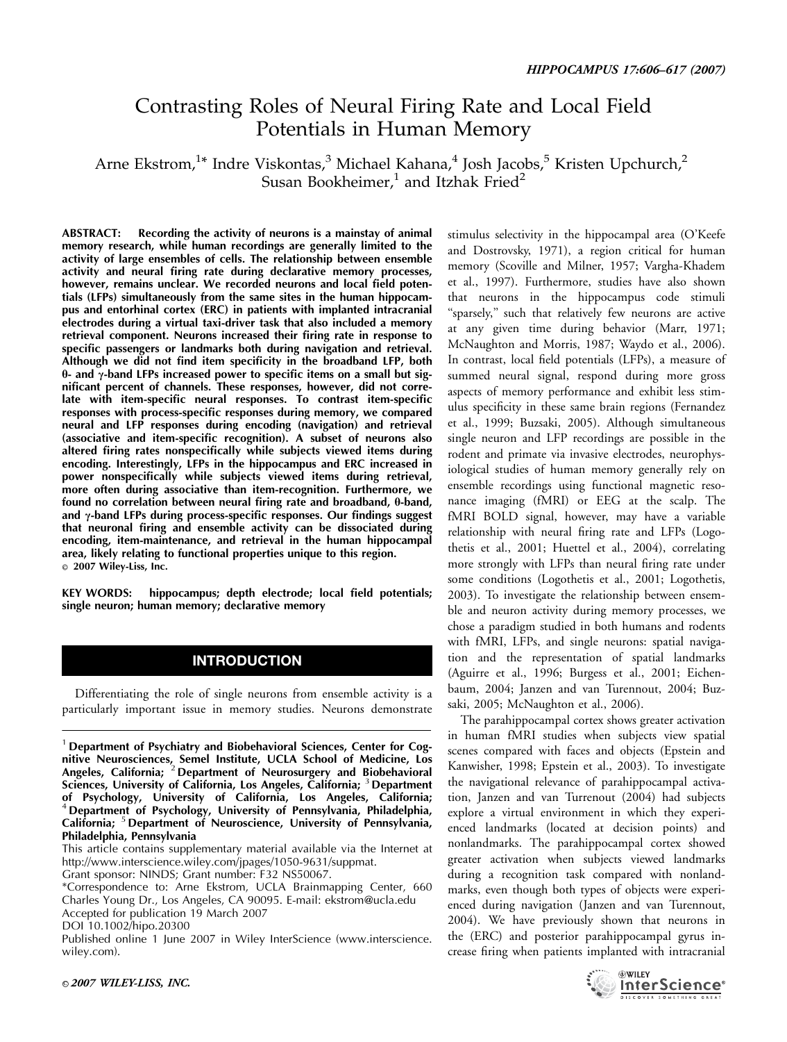# Contrasting Roles of Neural Firing Rate and Local Field Potentials in Human Memory

Arne Ekstrom,[1]* Indre Viskontas,[3] Michael Kahana,[4] Josh Jacobs,[5] Kristen Upchurch,[2] Susan Bookheimer,[1] and Itzhak Fried[2]

**ABSTRACT: Recording the activity of neurons is a mainstay of animal memory research, while human recordings are generally limited to the activity of large ensembles of cells. The relationship between ensemble activity and neural firing rate during declarative memory processes, however, remains unclear. We recorded neurons and local field potentials (LFPs) simultaneously from the same sites in the human hippocampus and entorhinal cortex (ERC) in patients with implanted intracranial electrodes during a virtual taxi-driver task that also included a memory retrieval component. Neurons increased their firing rate in response to specific passengers or landmarks both during navigation and retrieval. Although we did not find item specificity in the broadband LFP, both θ- and γ-band LFPs increased power to specific items on a small but significant percent of channels. These responses, however, did not correlate with item-specific neural responses. To contrast item-specific responses with process-specific responses during memory, we compared neural and LFP responses during encoding (navigation) and retrieval (associative and item-specific recognition). A subset of neurons also altered firing rates nonspecifically while subjects viewed items during encoding. Interestingly, LFPs in the hippocampus and ERC increased in power nonspecifically while subjects viewed items during retrieval, more often during associative than item-recognition. Furthermore, we found no correlation between neural firing rate and broadband, θ-band, and γ-band LFPs during process-specific responses. Our findings suggest that neuronal firing and ensemble activity can be dissociated during encoding, item-maintenance, and retrieval in the human hippocampal area, likely relating to functional properties unique to this region.**
© 2007 Wiley-Liss, Inc.

**KEY WORDS: hippocampus; depth electrode; local field potentials; single neuron; human memory; declarative memory**

## INTRODUCTION

Differentiating the role of single neurons from ensemble activity is a particularly important issue in memory studies. Neurons demonstrate stimulus selectivity in the hippocampal area (O'Keefe and Dostrovsky, 1971), a region critical for human memory (Scoville and Milner, 1957; Vargha-Khadem et al., 1997). Furthermore, studies have also shown that neurons in the hippocampus code stimuli "sparsely," such that relatively few neurons are active at any given time during behavior (Marr, 1971; McNaughton and Morris, 1987; Waydo et al., 2006). In contrast, local field potentials (LFPs), a measure of summed neural signal, respond during more gross aspects of memory performance and exhibit less stimulus specificity in these same brain regions (Fernandez et al., 1999; Buzsaki, 2005). Although simultaneous single neuron and LFP recordings are possible in the rodent and primate via invasive electrodes, neurophysiological studies of human memory generally rely on ensemble recordings using functional magnetic resonance imaging (fMRI) or EEG at the scalp. The fMRI BOLD signal, however, may have a variable relationship with neural firing rate and LFPs (Logothetis et al., 2001; Huettel et al., 2004), correlating more strongly with LFPs than neural firing rate under some conditions (Logothetis et al., 2001; Logothetis, 2003). To investigate the relationship between ensemble and neuron activity during memory processes, we chose a paradigm studied in both humans and rodents with fMRI, LFPs, and single neurons: spatial navigation and the representation of spatial landmarks (Aguirre et al., 1996; Burgess et al., 2001; Eichenbaum, 2004; Janzen and van Turennout, 2004; Buzsaki, 2005; McNaughton et al., 2006).

The parahippocampal cortex shows greater activation in human fMRI studies when subjects view spatial scenes compared with faces and objects (Epstein and Kanwisher, 1998; Epstein et al., 2003). To investigate the navigational relevance of parahippocampal activation, Janzen and van Turrenout (2004) had subjects explore a virtual environment in which they experienced landmarks (located at decision points) and nonlandmarks. The parahippocampal cortex showed greater activation when subjects viewed landmarks during a recognition task compared with nonlandmarks, even though both types of objects were experienced during navigation (Janzen and van Turennout, 2004). We have previously shown that neurons in the (ERC) and posterior parahippocampal gyrus increase firing when patients implanted with intracranial

---

[1] Department of Psychiatry and Biobehavioral Sciences, Center for Cognitive Neurosciences, Semel Institute, UCLA School of Medicine, Los Angeles, California; [2] Department of Neurosurgery and Biobehavioral Sciences, University of California, Los Angeles, California; [3] Department of Psychology, University of California, Los Angeles, California; [4] Department of Psychology, University of Pennsylvania, Philadelphia, California; [5] Department of Neuroscience, University of Pennsylvania, Philadelphia, Pennsylvania

This article contains supplementary material available via the Internet at http://www.interscience.wiley.com/jpages/1050-9631/suppmat.

Grant sponsor: NINDS; Grant number: F32 NS50067.

*Correspondence to: Arne Ekstrom, UCLA Brainmapping Center, 660 Charles Young Dr., Los Angeles, CA 90095. E-mail: ekstrom@ucla.edu

Accepted for publication 19 March 2007

DOI 10.1002/hipo.20300

Published online 1 June 2007 in Wiley InterScience (www.interscience.wiley.com).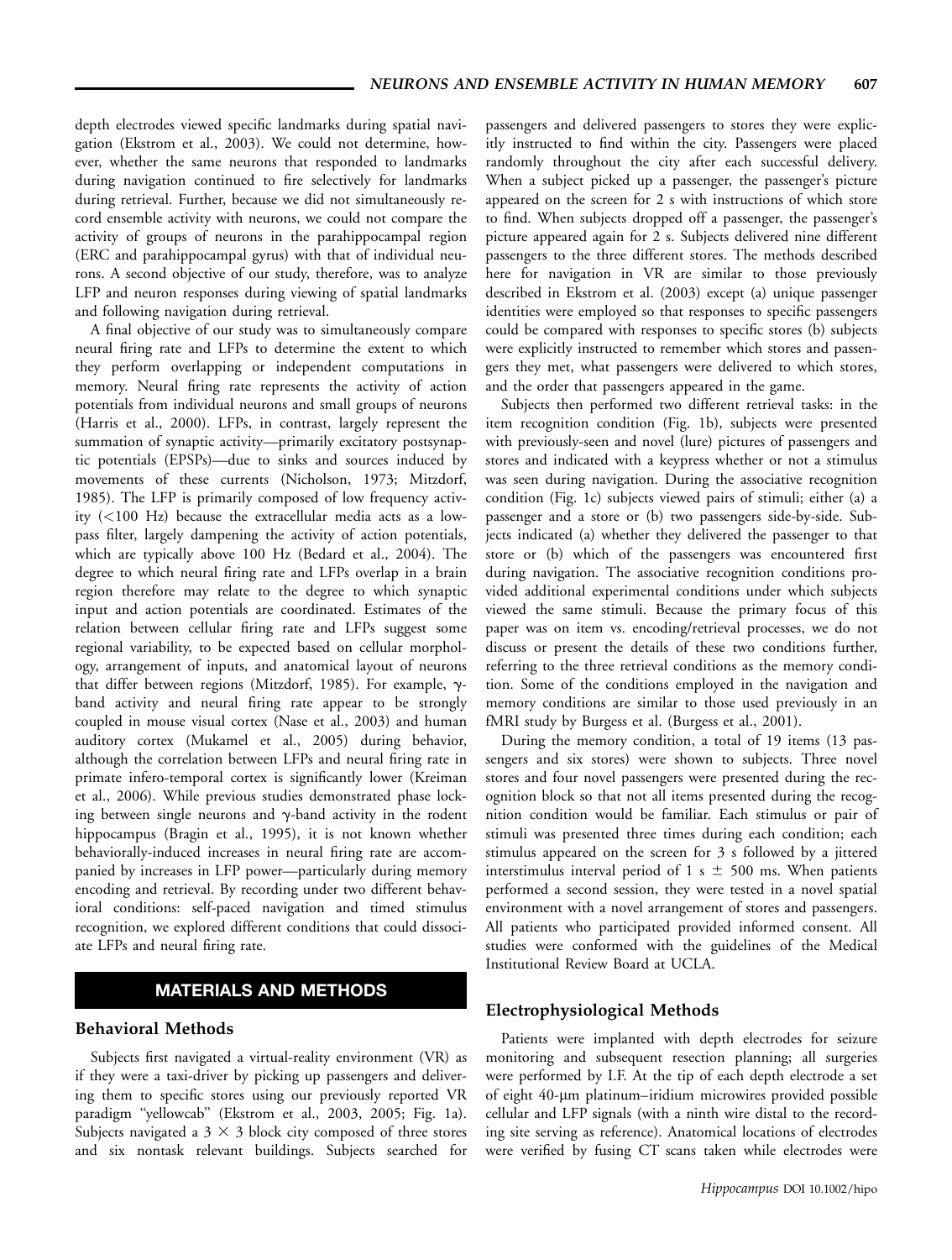depth electrodes viewed specific landmarks during spatial navigation (Ekstrom et al., 2003). We could not determine, however, whether the same neurons that responded to landmarks during navigation continued to fire selectively for landmarks during retrieval. Further, because we did not simultaneously record ensemble activity with neurons, we could not compare the activity of groups of neurons in the parahippocampal region (ERC and parahippocampal gyrus) with that of individual neurons. A second objective of our study, therefore, was to analyze LFP and neuron responses during viewing of spatial landmarks and following navigation during retrieval.

A final objective of our study was to simultaneously compare neural firing rate and LFPs to determine the extent to which they perform overlapping or independent computations in memory. Neural firing rate represents the activity of action potentials from individual neurons and small groups of neurons (Harris et al., 2000). LFPs, in contrast, largely represent the summation of synaptic activity—primarily excitatory postsynaptic potentials (EPSPs)—due to sinks and sources induced by movements of these currents (Nicholson, 1973; Mitzdorf, 1985). The LFP is primarily composed of low frequency activity (<100 Hz) because the extracellular media acts as a lowpass filter, largely dampening the activity of action potentials, which are typically above 100 Hz (Bedard et al., 2004). The degree to which neural firing rate and LFPs overlap in a brain region therefore may relate to the degree to which synaptic input and action potentials are coordinated. Estimates of the relation between cellular firing rate and LFPs suggest some regional variability, to be expected based on cellular morphology, arrangement of inputs, and anatomical layout of neurons that differ between regions (Mitzdorf, 1985). For example, γ-band activity and neural firing rate appear to be strongly coupled in mouse visual cortex (Nase et al., 2003) and human auditory cortex (Mukamel et al., 2005) during behavior, although the correlation between LFPs and neural firing rate in primate infero-temporal cortex is significantly lower (Kreiman et al., 2006). While previous studies demonstrated phase locking between single neurons and γ-band activity in the rodent hippocampus (Bragin et al., 1995), it is not known whether behaviorally-induced increases in neural firing rate are accompanied by increases in LFP power—particularly during memory encoding and retrieval. By recording under two different behavioral conditions: self-paced navigation and timed stimulus recognition, we explored different conditions that could dissociate LFPs and neural firing rate.

## MATERIALS AND METHODS

### Behavioral Methods

Subjects first navigated a virtual-reality environment (VR) as if they were a taxi-driver by picking up passengers and delivering them to specific stores using our previously reported VR paradigm "yellowcab" (Ekstrom et al., 2003, 2005; Fig. 1a). Subjects navigated a 3 × 3 block city composed of three stores and six nontask relevant buildings. Subjects searched for passengers and delivered passengers to stores they were explicitly instructed to find within the city. Passengers were placed randomly throughout the city after each successful delivery. When a subject picked up a passenger, the passenger's picture appeared on the screen for 2 s with instructions of which store to find. When subjects dropped off a passenger, the passenger's picture appeared again for 2 s. Subjects delivered nine different passengers to the three different stores. The methods described here for navigation in VR are similar to those previously described in Ekstrom et al. (2003) except (a) unique passenger identities were employed so that responses to specific passengers could be compared with responses to specific stores (b) subjects were explicitly instructed to remember which stores and passengers they met, what passengers were delivered to which stores, and the order that passengers appeared in the game.

Subjects then performed two different retrieval tasks: in the item recognition condition (Fig. 1b), subjects were presented with previously-seen and novel (lure) pictures of passengers and stores and indicated with a keypress whether or not a stimulus was seen during navigation. During the associative recognition condition (Fig. 1c) subjects viewed pairs of stimuli; either (a) a passenger and a store or (b) two passengers side-by-side. Subjects indicated (a) whether they delivered the passenger to that store or (b) which of the passengers was encountered first during navigation. The associative recognition conditions provided additional experimental conditions under which subjects viewed the same stimuli. Because the primary focus of this paper was on item vs. encoding/retrieval processes, we do not discuss or present the details of these two conditions further, referring to the three retrieval conditions as the memory condition. Some of the conditions employed in the navigation and memory conditions are similar to those used previously in an fMRI study by Burgess et al. (Burgess et al., 2001).

During the memory condition, a total of 19 items (13 passengers and six stores) were shown to subjects. Three novel stores and four novel passengers were presented during the recognition block so that not all items presented during the recognition condition would be familiar. Each stimulus or pair of stimuli was presented three times during each condition; each stimulus appeared on the screen for 3 s followed by a jittered interstimulus interval period of 1 s ± 500 ms. When patients performed a second session, they were tested in a novel spatial environment with a novel arrangement of stores and passengers. All patients who participated provided informed consent. All studies were conformed with the guidelines of the Medical Institutional Review Board at UCLA.

### Electrophysiological Methods

Patients were implanted with depth electrodes for seizure monitoring and subsequent resection planning; all surgeries were performed by I.F. At the tip of each depth electrode a set of eight 40-μm platinum–iridium microwires provided possible cellular and LFP signals (with a ninth wire distal to the recording site serving as reference). Anatomical locations of electrodes were verified by fusing CT scans taken while electrodes were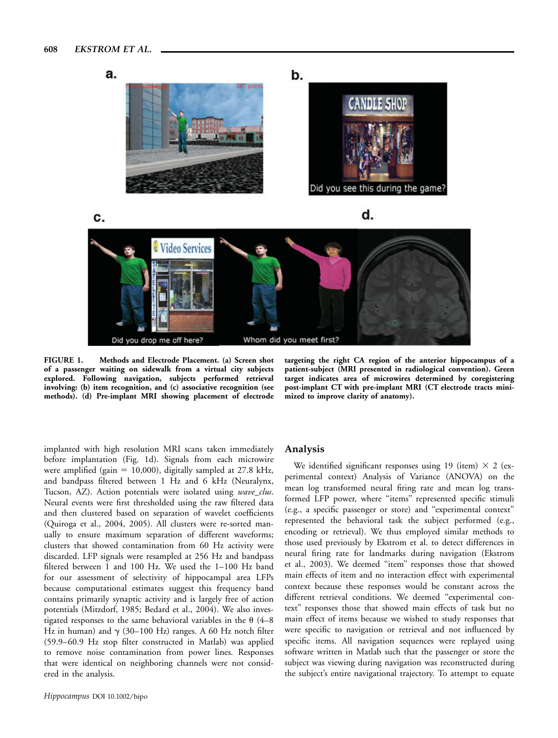FIGURE 1. Methods and Electrode Placement. (a) Screen shot of a passenger waiting on sidewalk from a virtual city subjects explored. Following navigation, subjects performed retrieval involving: (b) item recognition, and (c) associative recognition (see methods). (d) Pre-implant MRI showing placement of electrode targeting the right CA region of the anterior hippocampus of a patient-subject (MRI presented in radiological convention). Green target indicates area of microwires determined by coregistering post-implant CT with pre-implant MRI (CT electrode tracts minimized to improve clarity of anatomy).

implanted with high resolution MRI scans taken immediately before implantation (Fig. 1d). Signals from each microwire were amplified (gain = 10,000), digitally sampled at 27.8 kHz, and bandpass filtered between 1 Hz and 6 kHz (Neuralynx, Tucson, AZ). Action potentials were isolated using *wave_clus*. Neural events were first thresholded using the raw filtered data and then clustered based on separation of wavelet coefficients (Quiroga et al., 2004, 2005). All clusters were re-sorted manually to ensure maximum separation of different waveforms; clusters that showed contamination from 60 Hz activity were discarded. LFP signals were resampled at 256 Hz and bandpass filtered between 1 and 100 Hz. We used the 1–100 Hz band for our assessment of selectivity of hippocampal area LFPs because computational estimates suggest this frequency band contains primarily synaptic activity and is largely free of action potentials (Mitzdorf, 1985; Bedard et al., 2004). We also investigated responses to the same behavioral variables in the $\theta$ (4–8 Hz in human) and $\gamma$ (30–100 Hz) ranges. A 60 Hz notch filter (59.9–60.9 Hz stop filter constructed in Matlab) was applied to remove noise contamination from power lines. Responses that were identical on neighboring channels were not considered in the analysis.

## Analysis

We identified significant responses using 19 (item) $\times$ 2 (experimental context) Analysis of Variance (ANOVA) on the mean log transformed neural firing rate and mean log transformed LFP power, where "items" represented specific stimuli (e.g., a specific passenger or store) and "experimental context" represented the behavioral task the subject performed (e.g., encoding or retrieval). We thus employed similar methods to those used previously by Ekstrom et al. to detect differences in neural firing rate for landmarks during navigation (Ekstrom et al., 2003). We deemed "item" responses those that showed main effects of item and no interaction effect with experimental context because these responses would be constant across the different retrieval conditions. We deemed "experimental context" responses those that showed main effects of task but no main effect of items because we wished to study responses that were specific to navigation or retrieval and not influenced by specific items. All navigation sequences were replayed using software written in Matlab such that the passenger or store the subject was viewing during navigation was reconstructed during the subject's entire navigational trajectory. To attempt to equate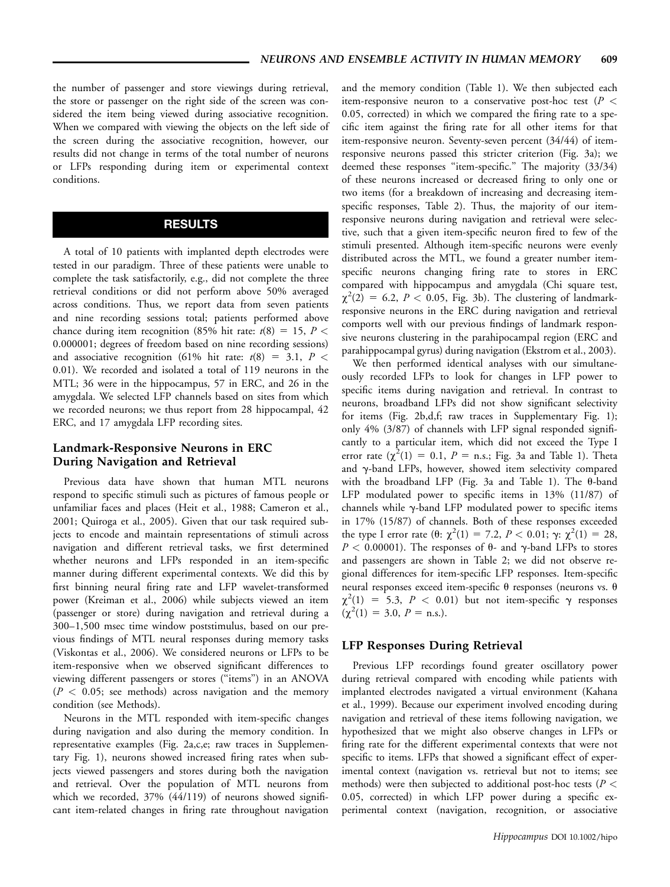the number of passenger and store viewings during retrieval, the store or passenger on the right side of the screen was considered the item being viewed during associative recognition. When we compared with viewing the objects on the left side of the screen during the associative recognition, however, our results did not change in terms of the total number of neurons or LFPs responding during item or experimental context conditions.

## RESULTS

A total of 10 patients with implanted depth electrodes were tested in our paradigm. Three of these patients were unable to complete the task satisfactorily, e.g., did not complete the three retrieval conditions or did not perform above 50% averaged across conditions. Thus, we report data from seven patients and nine recording sessions total; patients performed above chance during item recognition (85% hit rate: $t(8) = 15$, $P < 0.000001$; degrees of freedom based on nine recording sessions) and associative recognition (61% hit rate: $t(8) = 3.1$, $P < 0.01$). We recorded and isolated a total of 119 neurons in the MTL; 36 were in the hippocampus, 57 in ERC, and 26 in the amygdala. We selected LFP channels based on sites from which we recorded neurons; we thus report from 28 hippocampal, 42 ERC, and 17 amygdala LFP recording sites.

### Landmark-Responsive Neurons in ERC During Navigation and Retrieval

Previous data have shown that human MTL neurons respond to specific stimuli such as pictures of famous people or unfamiliar faces and places (Heit et al., 1988; Cameron et al., 2001; Quiroga et al., 2005). Given that our task required subjects to encode and maintain representations of stimuli across navigation and different retrieval tasks, we first determined whether neurons and LFPs responded in an item-specific manner during different experimental contexts. We did this by first binning neural firing rate and LFP wavelet-transformed power (Kreiman et al., 2006) while subjects viewed an item (passenger or store) during navigation and retrieval during a 300–1,500 msec time window poststimulus, based on our previous findings of MTL neural responses during memory tasks (Viskontas et al., 2006). We considered neurons or LFPs to be item-responsive when we observed significant differences to viewing different passengers or stores ("items") in an ANOVA ($P < 0.05$; see methods) across navigation and the memory condition (see Methods).

Neurons in the MTL responded with item-specific changes during navigation and also during the memory condition. In representative examples (Fig. 2a,c,e; raw traces in Supplementary Fig. 1), neurons showed increased firing rates when subjects viewed passengers and stores during both the navigation and retrieval. Over the population of MTL neurons from which we recorded, 37% (44/119) of neurons showed significant item-related changes in firing rate throughout navigation and the memory condition (Table 1). We then subjected each item-responsive neuron to a conservative post-hoc test ($P < 0.05$, corrected) in which we compared the firing rate to a specific item against the firing rate for all other items for that item-responsive neuron. Seventy-seven percent (34/44) of item-responsive neurons passed this stricter criterion (Fig. 3a); we deemed these responses "item-specific." The majority (33/34) of these neurons increased or decreased firing to only one or two items (for a breakdown of increasing and decreasing item-specific responses, Table 2). Thus, the majority of our item-responsive neurons during navigation and retrieval were selective, such that a given item-specific neuron fired to few of the stimuli presented. Although item-specific neurons were evenly distributed across the MTL, we found a greater number item-specific neurons changing firing rate to stores in ERC compared with hippocampus and amygdala (Chi square test, $\chi^2(2) = 6.2$, $P < 0.05$, Fig. 3b). The clustering of landmark-responsive neurons in the ERC during navigation and retrieval comports well with our previous findings of landmark responsive neurons clustering in the parahipocampal region (ERC and parahippocampal gyrus) during navigation (Ekstrom et al., 2003).

We then performed identical analyses with our simultaneously recorded LFPs to look for changes in LFP power to specific items during navigation and retrieval. In contrast to neurons, broadband LFPs did not show significant selectivity for items (Fig. 2b,d,f; raw traces in Supplementary Fig. 1); only 4% (3/87) of channels with LFP signal responded significantly to a particular item, which did not exceed the Type I error rate ($\chi^2(1) = 0.1$, $P =$ n.s.; Fig. 3a and Table 1). Theta and $\gamma$-band LFPs, however, showed item selectivity compared with the broadband LFP (Fig. 3a and Table 1). The $\theta$-band LFP modulated power to specific items in 13% (11/87) of channels while $\gamma$-band LFP modulated power to specific items in 17% (15/87) of channels. Both of these responses exceeded the type I error rate ($\theta$: $\chi^2(1) = 7.2$, $P < 0.01$; $\gamma$: $\chi^2(1) = 28$, $P < 0.00001$). The responses of $\theta$- and $\gamma$-band LFPs to stores and passengers are shown in Table 2; we did not observe regional differences for item-specific LFP responses. Item-specific neural responses exceed item-specific $\theta$ responses (neurons vs. $\theta$ $\chi^2(1) = 5.3$, $P < 0.01$) but not item-specific $\gamma$ responses ($\chi^2(1) = 3.0$, $P =$ n.s.).

### LFP Responses During Retrieval

Previous LFP recordings found greater oscillatory power during retrieval compared with encoding while patients with implanted electrodes navigated a virtual environment (Kahana et al., 1999). Because our experiment involved encoding during navigation and retrieval of these items following navigation, we hypothesized that we might also observe changes in LFPs or firing rate for the different experimental contexts that were not specific to items. LFPs that showed a significant effect of experimental context (navigation vs. retrieval but not to items; see methods) were then subjected to additional post-hoc tests ($P < 0.05$, corrected) in which LFP power during a specific experimental context (navigation, recognition, or associative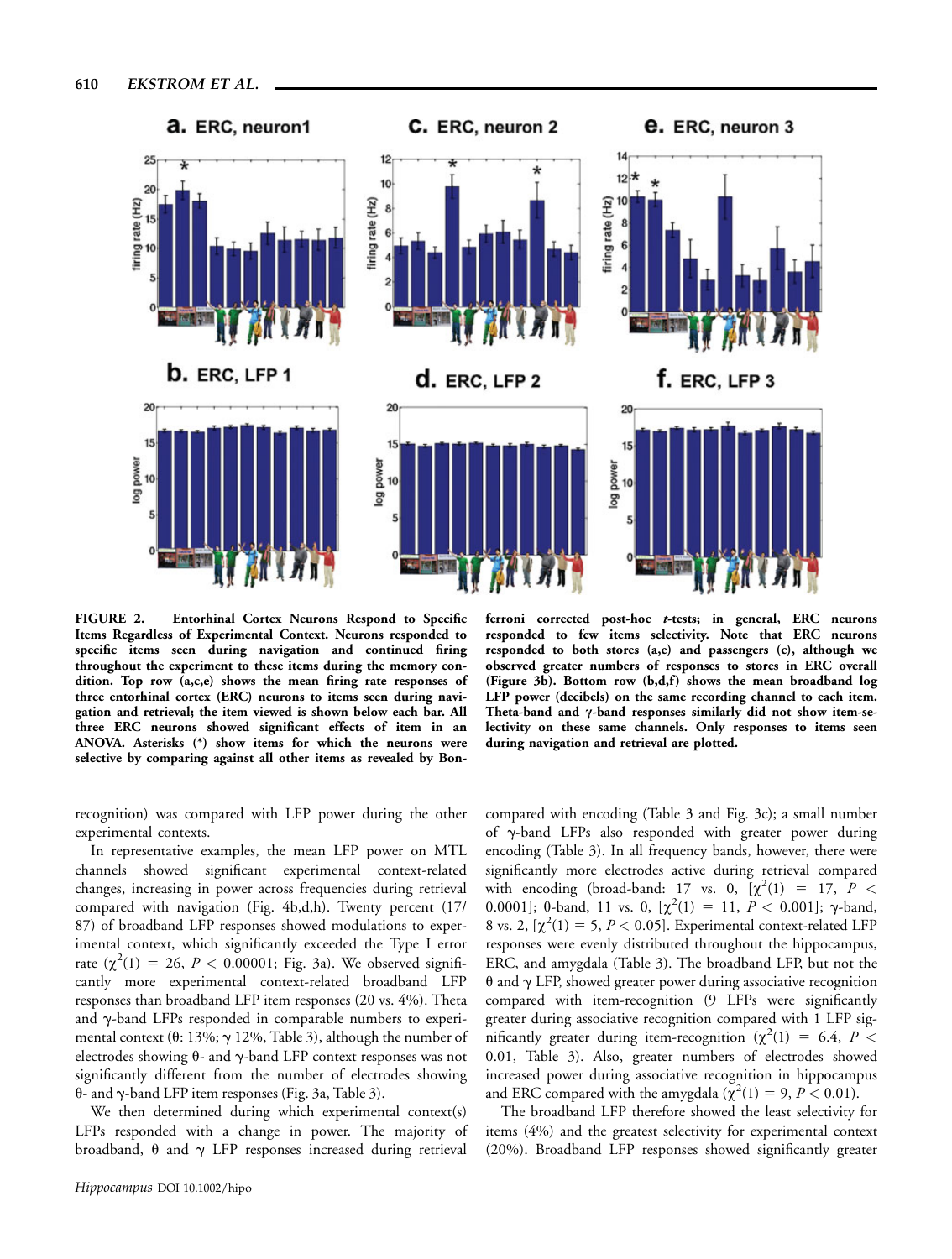FIGURE 2. **Entorhinal Cortex Neurons Respond to Specific Items Regardless of Experimental Context. Neurons responded to specific items seen during navigation and continued firing throughout the experiment to these items during the memory condition. Top row (a,c,e) shows the mean firing rate responses of three entorhinal cortex (ERC) neurons to items seen during navigation and retrieval; the item viewed is shown below each bar. All three ERC neurons showed significant effects of item in an ANOVA. Asterisks (*) show items for which the neurons were selective by comparing against all other items as revealed by Bonferroni corrected post-hoc *t*-tests; in general, ERC neurons responded to few items selectivity. Note that ERC neurons responded to both stores (a,e) and passengers (c), although we observed greater numbers of responses to stores in ERC overall (Figure 3b). Bottom row (b,d,f) shows the mean broadband log LFP power (decibels) on the same recording channel to each item. Theta-band and γ-band responses similarly did not show item-selectivity on these same channels. Only responses to items seen during navigation and retrieval are plotted.**

recognition) was compared with LFP power during the other experimental contexts.

In representative examples, the mean LFP power on MTL channels showed significant experimental context-related changes, increasing in power across frequencies during retrieval compared with navigation (Fig. 4b,d,h). Twenty percent (17/87) of broadband LFP responses showed modulations to experimental context, which significantly exceeded the Type I error rate ($\chi^2(1) = 26$, $P < 0.00001$; Fig. 3a). We observed significantly more experimental context-related broadband LFP responses than broadband LFP item responses (20 vs. 4%). Theta and γ-band LFPs responded in comparable numbers to experimental context (θ: 13%; γ 12%, Table 3), although the number of electrodes showing θ- and γ-band LFP context responses was not significantly different from the number of electrodes showing θ- and γ-band LFP item responses (Fig. 3a, Table 3).

We then determined during which experimental context(s) LFPs responded with a change in power. The majority of broadband, θ and γ LFP responses increased during retrieval compared with encoding (Table 3 and Fig. 3c); a small number of γ-band LFPs also responded with greater power during encoding (Table 3). In all frequency bands, however, there were significantly more electrodes active during retrieval compared with encoding (broad-band: 17 vs. 0, [$\chi^2(1) = 17$, $P < 0.0001$]; θ-band, 11 vs. 0, [$\chi^2(1) = 11$, $P < 0.001$]; γ-band, 8 vs. 2, [$\chi^2(1) = 5$, $P < 0.05$]. Experimental context-related LFP responses were evenly distributed throughout the hippocampus, ERC, and amygdala (Table 3). The broadband LFP, but not the θ and γ LFP, showed greater power during associative recognition compared with item-recognition (9 LFPs were significantly greater during associative recognition compared with 1 LFP significantly greater during item-recognition ($\chi^2(1) = 6.4$, $P < 0.01$, Table 3). Also, greater numbers of electrodes showed increased power during associative recognition in hippocampus and ERC compared with the amygdala ($\chi^2(1) = 9$, $P < 0.01$).

The broadband LFP therefore showed the least selectivity for items (4%) and the greatest selectivity for experimental context (20%). Broadband LFP responses showed significantly greater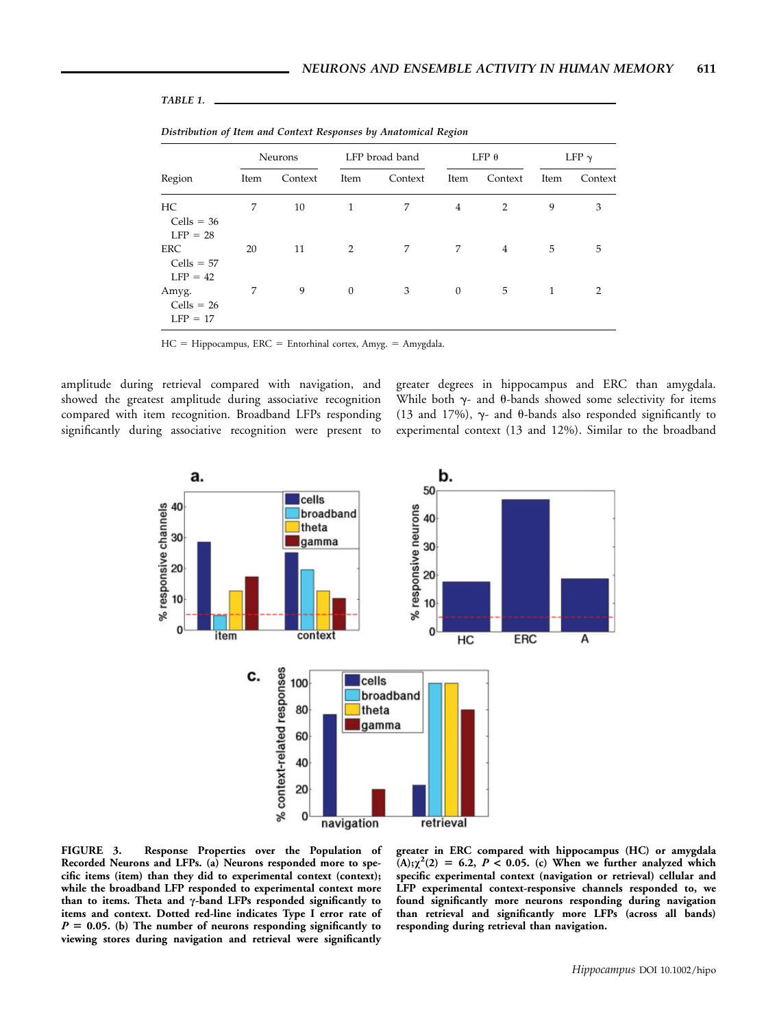TABLE 1.

*Distribution of Item and Context Responses by Anatomical Region*

| Region | Neurons | | LFP broad band | | LFP θ | | LFP γ | |
|---|---|---|---|---|---|---|---|---|
| | Item | Context | Item | Context | Item | Context | Item | Context |
| HC<br>Cells = 36<br>LFP = 28 | 7 | 10 | 1 | 7 | 4 | 2 | 9 | 3 |
| ERC<br>Cells = 57<br>LFP = 42 | 20 | 11 | 2 | 7 | 7 | 4 | 5 | 5 |
| Amyg.<br>Cells = 26<br>LFP = 17 | 7 | 9 | 0 | 3 | 0 | 5 | 1 | 2 |

HC = Hippocampus, ERC = Entorhinal cortex, Amyg. = Amygdala.

amplitude during retrieval compared with navigation, and showed the greatest amplitude during associative recognition compared with item recognition. Broadband LFPs responding significantly during associative recognition were present to greater degrees in hippocampus and ERC than amygdala. While both γ- and θ-bands showed some selectivity for items (13 and 17%), γ- and θ-bands also responded significantly to experimental context (13 and 12%). Similar to the broadband

**FIGURE 3. Response Properties over the Population of Recorded Neurons and LFPs. (a) Neurons responded more to specific items (item) than they did to experimental context (context); while the broadband LFP responded to experimental context more than to items. Theta and γ-band LFPs responded significantly to items and context. Dotted red-line indicates Type I error rate of $P = 0.05$. (b) The number of neurons responding significantly to viewing stores during navigation and retrieval were significantly greater in ERC compared with hippocampus (HC) or amygdala (A);$\chi^2(2) = 6.2$, $P < 0.05$. (c) When we further analyzed which specific experimental context (navigation or retrieval) cellular and LFP experimental context-responsive channels responded to, we found significantly more neurons responding during navigation than retrieval and significantly more LFPs (across all bands) responding during retrieval than navigation.**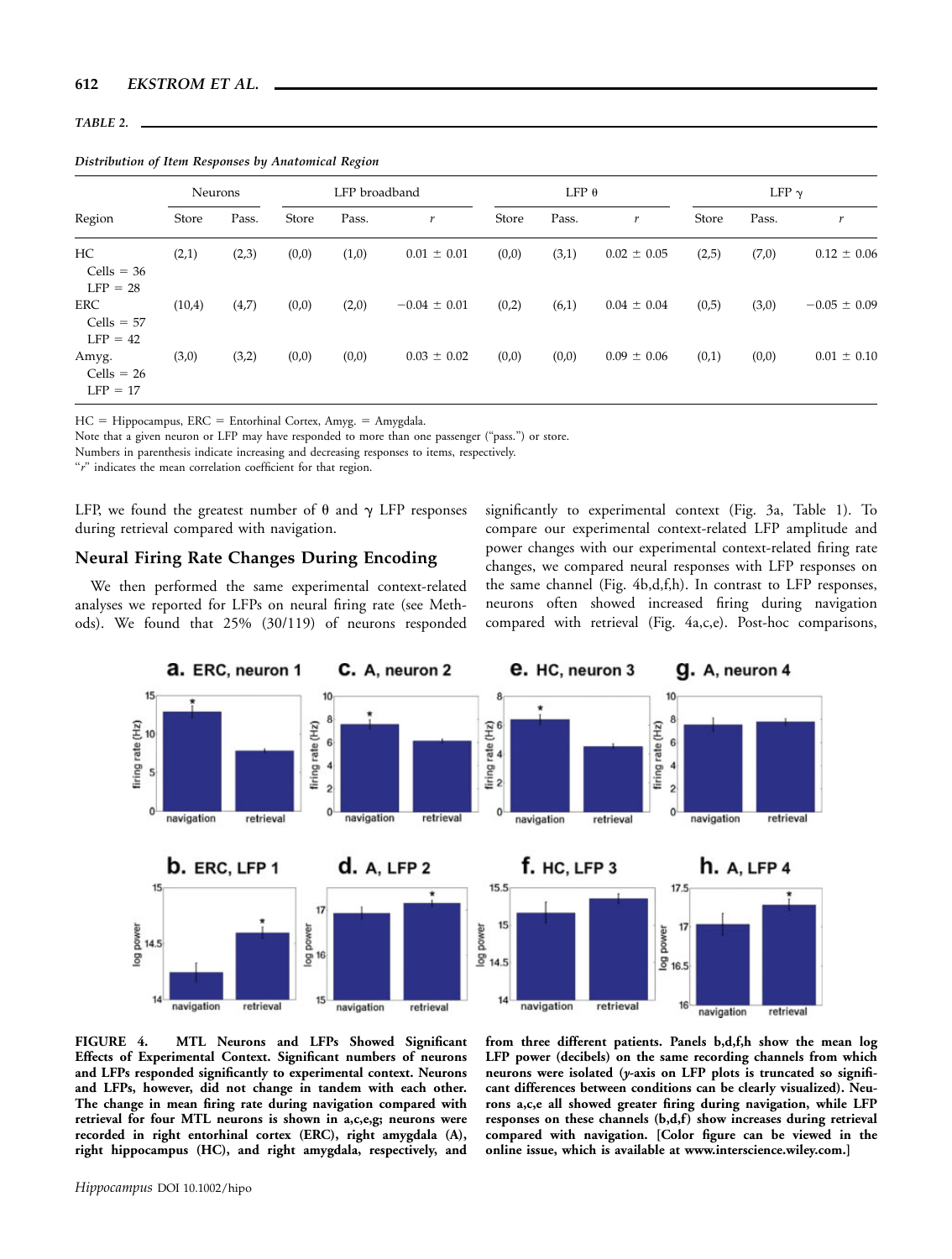*TABLE 2.*

***Distribution of Item Responses by Anatomical Region***

| Region | Neurons | | LFP broadband | | | LFP $\theta$ | | | LFP $\gamma$ | | |
|---|---|---|---|---|---|---|---|---|---|---|---|
| | Store | Pass. | Store | Pass. | $r$ | Store | Pass. | $r$ | Store | Pass. | $r$ |
| HC<br>Cells = 36<br>LFP = 28 | (2,1) | (2,3) | (0,0) | (1,0) | 0.01 ± 0.01 | (0,0) | (3,1) | 0.02 ± 0.05 | (2,5) | (7,0) | 0.12 ± 0.06 |
| ERC<br>Cells = 57<br>LFP = 42 | (10,4) | (4,7) | (0,0) | (2,0) | −0.04 ± 0.01 | (0,2) | (6,1) | 0.04 ± 0.04 | (0,5) | (3,0) | −0.05 ± 0.09 |
| Amyg.<br>Cells = 26<br>LFP = 17 | (3,0) | (3,2) | (0,0) | (0,0) | 0.03 ± 0.02 | (0,0) | (0,0) | 0.09 ± 0.06 | (0,1) | (0,0) | 0.01 ± 0.10 |

HC = Hippocampus, ERC = Entorhinal Cortex, Amyg. = Amygdala.
Note that a given neuron or LFP may have responded to more than one passenger ("pass.") or store.
Numbers in parenthesis indicate increasing and decreasing responses to items, respectively.
"$r$" indicates the mean correlation coefficient for that region.

LFP, we found the greatest number of $\theta$ and $\gamma$ LFP responses during retrieval compared with navigation.

## Neural Firing Rate Changes During Encoding

We then performed the same experimental context-related analyses we reported for LFPs on neural firing rate (see Methods). We found that 25% (30/119) of neurons responded significantly to experimental context (Fig. 3a, Table 1). To compare our experimental context-related LFP amplitude and power changes with our experimental context-related firing rate changes, we compared neural responses with LFP responses on the same channel (Fig. 4b,d,f,h). In contrast to LFP responses, neurons often showed increased firing during navigation compared with retrieval (Fig. 4a,c,e). Post-hoc comparisons,

**FIGURE 4. MTL Neurons and LFPs Showed Significant Effects of Experimental Context. Significant numbers of neurons and LFPs responded significantly to experimental context. Neurons and LFPs, however, did not change in tandem with each other. The change in mean firing rate during navigation compared with retrieval for four MTL neurons is shown in a,c,e,g; neurons were recorded in right entorhinal cortex (ERC), right amygdala (A), right hippocampus (HC), and right amygdala, respectively, and from three different patients. Panels b,d,f,h show the mean log LFP power (decibels) on the same recording channels from which neurons were isolated (*y*-axis on LFP plots is truncated so significant differences between conditions can be clearly visualized). Neurons a,c,e all showed greater firing during navigation, while LFP responses on these channels (b,d,f) show increases during retrieval compared with navigation. [Color figure can be viewed in the online issue, which is available at www.interscience.wiley.com.]**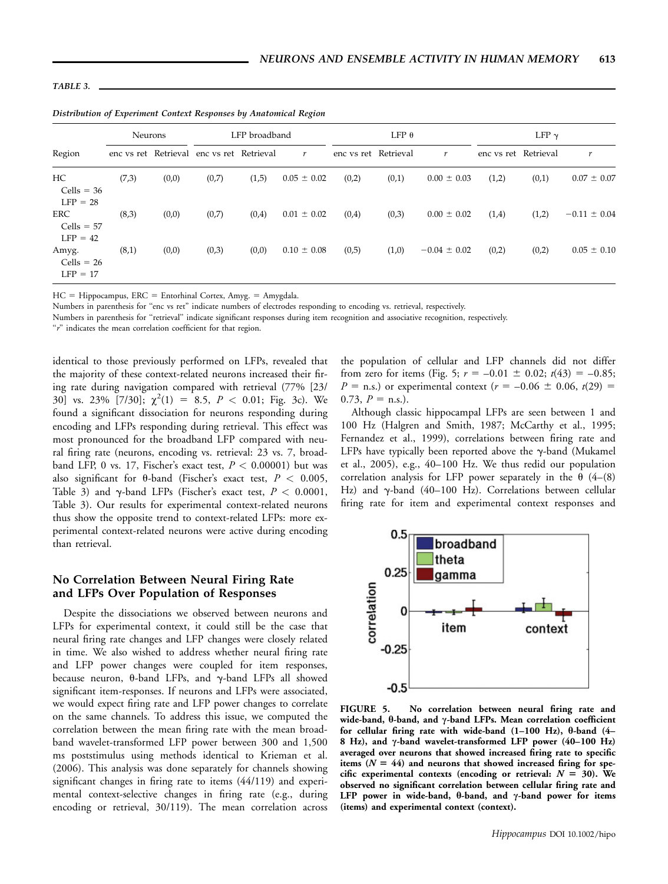**TABLE 3.**

*Distribution of Experiment Context Responses by Anatomical Region*

| Region | Neurons | | LFP broadband | | | LFP θ | | | LFP γ | | |
|---|---|---|---|---|---|---|---|---|---|---|---|
| | enc vs ret | Retrieval | enc vs ret | Retrieval | *r* | enc vs ret | Retrieval | *r* | enc vs ret | Retrieval | *r* |
| HC<br>Cells = 36<br>LFP = 28 | (7,3) | (0,0) | (0,7) | (1,5) | 0.05 ± 0.02 | (0,2) | (0,1) | 0.00 ± 0.03 | (1,2) | (0,1) | 0.07 ± 0.07 |
| ERC<br>Cells = 57<br>LFP = 42 | (8,3) | (0,0) | (0,7) | (0,4) | 0.01 ± 0.02 | (0,4) | (0,3) | 0.00 ± 0.02 | (1,4) | (1,2) | −0.11 ± 0.04 |
| Amyg.<br>Cells = 26<br>LFP = 17 | (8,1) | (0,0) | (0,3) | (0,0) | 0.10 ± 0.08 | (0,5) | (1,0) | −0.04 ± 0.02 | (0,2) | (0,2) | 0.05 ± 0.10 |

HC = Hippocampus, ERC = Entorhinal Cortex, Amyg. = Amygdala.
Numbers in parenthesis for "enc vs ret" indicate numbers of electrodes responding to encoding vs. retrieval, respectively.
Numbers in parenthesis for "retrieval" indicate significant responses during item recognition and associative recognition, respectively.
"*r*" indicates the mean correlation coefficient for that region.

identical to those previously performed on LFPs, revealed that the majority of these context-related neurons increased their firing rate during navigation compared with retrieval (77% [23/30] vs. 23% [7/30]; $\chi^2(1) = 8.5$, $P < 0.01$; Fig. 3c). We found a significant dissociation for neurons responding during encoding and LFPs responding during retrieval. This effect was most pronounced for the broadband LFP compared with neural firing rate (neurons, encoding vs. retrieval: 23 vs. 7, broadband LFP, 0 vs. 17, Fischer's exact test, $P < 0.00001$) but was also significant for θ-band (Fischer's exact test, $P < 0.005$, Table 3) and γ-band LFPs (Fischer's exact test, $P < 0.0001$, Table 3). Our results for experimental context-related neurons thus show the opposite trend to context-related LFPs: more experimental context-related neurons were active during encoding than retrieval.

## No Correlation Between Neural Firing Rate and LFPs Over Population of Responses

Despite the dissociations we observed between neurons and LFPs for experimental context, it could still be the case that neural firing rate changes and LFP changes were closely related in time. We also wished to address whether neural firing rate and LFP power changes were coupled for item responses, because neuron, θ-band LFPs, and γ-band LFPs all showed significant item-responses. If neurons and LFPs were associated, we would expect firing rate and LFP power changes to correlate on the same channels. To address this issue, we computed the correlation between the mean firing rate with the mean broadband wavelet-transformed LFP power between 300 and 1,500 ms poststimulus using methods identical to Krieman et al. (2006). This analysis was done separately for channels showing significant changes in firing rate to items (44/119) and experimental context-selective changes in firing rate (e.g., during encoding or retrieval, 30/119). The mean correlation across the population of cellular and LFP channels did not differ from zero for items (Fig. 5; $r = -0.01 \pm 0.02$; $t(43) = -0.85$; $P$ = n.s.) or experimental context ($r = -0.06 \pm 0.06$, $t(29) = 0.73$, $P$ = n.s.).

Although classic hippocampal LFPs are seen between 1 and 100 Hz (Halgren and Smith, 1987; McCarthy et al., 1995; Fernandez et al., 1999), correlations between firing rate and LFPs have typically been reported above the γ-band (Mukamel et al., 2005), e.g., 40–100 Hz. We thus redid our population correlation analysis for LFP power separately in the θ (4–(8) Hz) and γ-band (40–100 Hz). Correlations between cellular firing rate for item and experimental context responses and

**FIGURE 5. No correlation between neural firing rate and wide-band, θ-band, and γ-band LFPs. Mean correlation coefficient for cellular firing rate with wide-band (1–100 Hz), θ-band (4–8 Hz), and γ-band wavelet-transformed LFP power (40–100 Hz) averaged over neurons that showed increased firing rate to specific items ($N = 44$) and neurons that showed increased firing for specific experimental contexts (encoding or retrieval: $N = 30$). We observed no significant correlation between cellular firing rate and LFP power in wide-band, θ-band, and γ-band power for items (items) and experimental context (context).**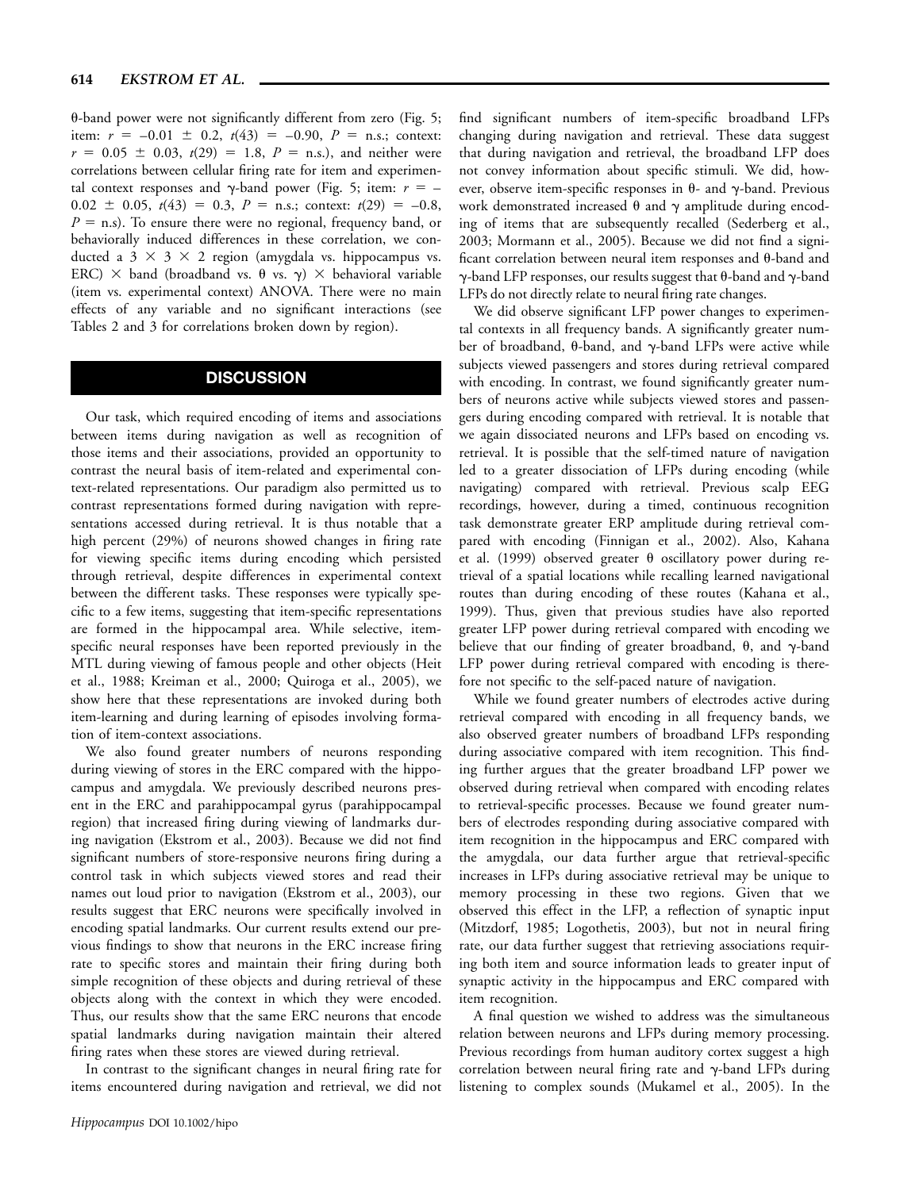θ-band power were not significantly different from zero (Fig. 5; item: $r = -0.01 \pm 0.2$, $t(43) = -0.90$, $P$ = n.s.; context: $r = 0.05 \pm 0.03$, $t(29) = 1.8$, $P$ = n.s.), and neither were correlations between cellular firing rate for item and experimental context responses and γ-band power (Fig. 5; item: $r = -0.02 \pm 0.05$, $t(43) = 0.3$, $P$ = n.s.; context: $t(29) = -0.8$, $P$ = n.s). To ensure there were no regional, frequency band, or behaviorally induced differences in these correlation, we conducted a 3 × 3 × 2 region (amygdala vs. hippocampus vs. ERC) × band (broadband vs. θ vs. γ) × behavioral variable (item vs. experimental context) ANOVA. There were no main effects of any variable and no significant interactions (see Tables 2 and 3 for correlations broken down by region).

## DISCUSSION

Our task, which required encoding of items and associations between items during navigation as well as recognition of those items and their associations, provided an opportunity to contrast the neural basis of item-related and experimental context-related representations. Our paradigm also permitted us to contrast representations formed during navigation with representations accessed during retrieval. It is thus notable that a high percent (29%) of neurons showed changes in firing rate for viewing specific items during encoding which persisted through retrieval, despite differences in experimental context between the different tasks. These responses were typically specific to a few items, suggesting that item-specific representations are formed in the hippocampal area. While selective, item-specific neural responses have been reported previously in the MTL during viewing of famous people and other objects (Heit et al., 1988; Kreiman et al., 2000; Quiroga et al., 2005), we show here that these representations are invoked during both item-learning and during learning of episodes involving formation of item-context associations.

We also found greater numbers of neurons responding during viewing of stores in the ERC compared with the hippocampus and amygdala. We previously described neurons present in the ERC and parahippocampal gyrus (parahippocampal region) that increased firing during viewing of landmarks during navigation (Ekstrom et al., 2003). Because we did not find significant numbers of store-responsive neurons firing during a control task in which subjects viewed stores and read their names out loud prior to navigation (Ekstrom et al., 2003), our results suggest that ERC neurons were specifically involved in encoding spatial landmarks. Our current results extend our previous findings to show that neurons in the ERC increase firing rate to specific stores and maintain their firing during both simple recognition of these objects and during retrieval of these objects along with the context in which they were encoded. Thus, our results show that the same ERC neurons that encode spatial landmarks during navigation maintain their altered firing rates when these stores are viewed during retrieval.

In contrast to the significant changes in neural firing rate for items encountered during navigation and retrieval, we did not find significant numbers of item-specific broadband LFPs changing during navigation and retrieval. These data suggest that during navigation and retrieval, the broadband LFP does not convey information about specific stimuli. We did, however, observe item-specific responses in θ- and γ-band. Previous work demonstrated increased θ and γ amplitude during encoding of items that are subsequently recalled (Sederberg et al., 2003; Mormann et al., 2005). Because we did not find a significant correlation between neural item responses and θ-band and γ-band LFP responses, our results suggest that θ-band and γ-band LFPs do not directly relate to neural firing rate changes.

We did observe significant LFP power changes to experimental contexts in all frequency bands. A significantly greater number of broadband, θ-band, and γ-band LFPs were active while subjects viewed passengers and stores during retrieval compared with encoding. In contrast, we found significantly greater numbers of neurons active while subjects viewed stores and passengers during encoding compared with retrieval. It is notable that we again dissociated neurons and LFPs based on encoding vs. retrieval. It is possible that the self-timed nature of navigation led to a greater dissociation of LFPs during encoding (while navigating) compared with retrieval. Previous scalp EEG recordings, however, during a timed, continuous recognition task demonstrate greater ERP amplitude during retrieval compared with encoding (Finnigan et al., 2002). Also, Kahana et al. (1999) observed greater θ oscillatory power during retrieval of a spatial locations while recalling learned navigational routes than during encoding of these routes (Kahana et al., 1999). Thus, given that previous studies have also reported greater LFP power during retrieval compared with encoding we believe that our finding of greater broadband, θ, and γ-band LFP power during retrieval compared with encoding is therefore not specific to the self-paced nature of navigation.

While we found greater numbers of electrodes active during retrieval compared with encoding in all frequency bands, we also observed greater numbers of broadband LFPs responding during associative compared with item recognition. This finding further argues that the greater broadband LFP power we observed during retrieval when compared with encoding relates to retrieval-specific processes. Because we found greater numbers of electrodes responding during associative compared with item recognition in the hippocampus and ERC compared with the amygdala, our data further argue that retrieval-specific increases in LFPs during associative retrieval may be unique to memory processing in these two regions. Given that we observed this effect in the LFP, a reflection of synaptic input (Mitzdorf, 1985; Logothetis, 2003), but not in neural firing rate, our data further suggest that retrieving associations requiring both item and source information leads to greater input of synaptic activity in the hippocampus and ERC compared with item recognition.

A final question we wished to address was the simultaneous relation between neurons and LFPs during memory processing. Previous recordings from human auditory cortex suggest a high correlation between neural firing rate and γ-band LFPs during listening to complex sounds (Mukamel et al., 2005). In the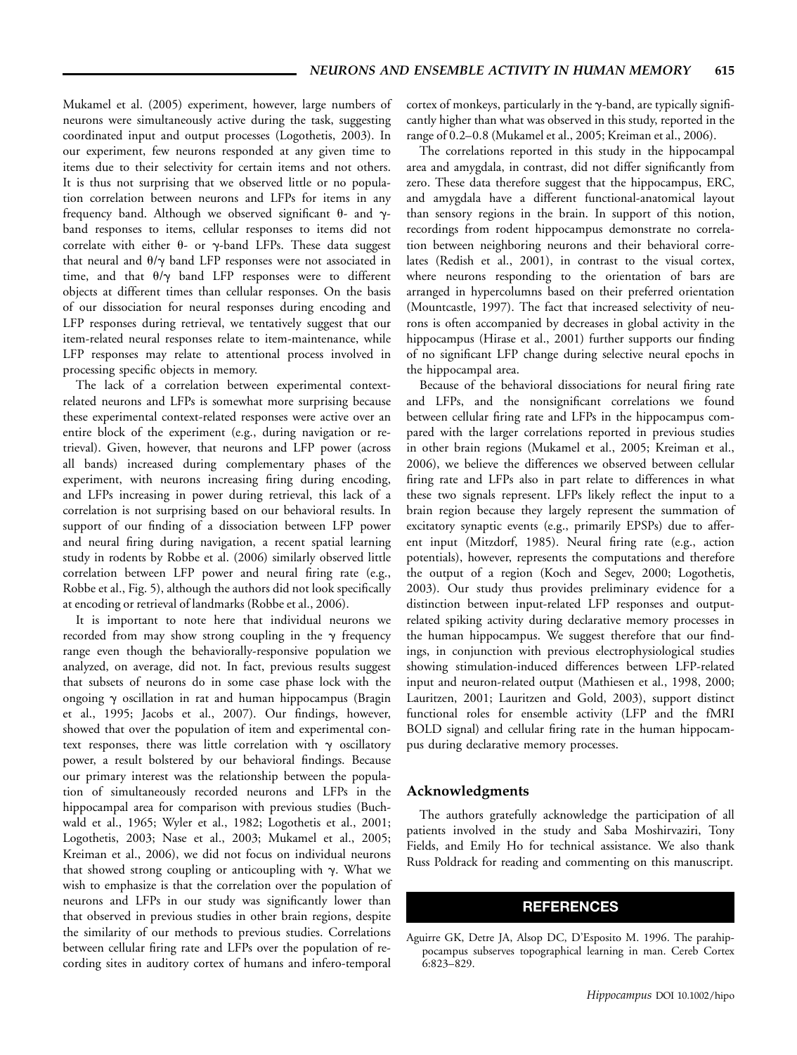Mukamel et al. (2005) experiment, however, large numbers of neurons were simultaneously active during the task, suggesting coordinated input and output processes (Logothetis, 2003). In our experiment, few neurons responded at any given time to items due to their selectivity for certain items and not others. It is thus not surprising that we observed little or no population correlation between neurons and LFPs for items in any frequency band. Although we observed significant $\theta$- and $\gamma$-band responses to items, cellular responses to items did not correlate with either $\theta$- or $\gamma$-band LFPs. These data suggest that neural and $\theta/\gamma$ band LFP responses were not associated in time, and that $\theta/\gamma$ band LFP responses were to different objects at different times than cellular responses. On the basis of our dissociation for neural responses during encoding and LFP responses during retrieval, we tentatively suggest that our item-related neural responses relate to item-maintenance, while LFP responses may relate to attentional process involved in processing specific objects in memory.

The lack of a correlation between experimental context-related neurons and LFPs is somewhat more surprising because these experimental context-related responses were active over an entire block of the experiment (e.g., during navigation or retrieval). Given, however, that neurons and LFP power (across all bands) increased during complementary phases of the experiment, with neurons increasing firing during encoding, and LFPs increasing in power during retrieval, this lack of a correlation is not surprising based on our behavioral results. In support of our finding of a dissociation between LFP power and neural firing during navigation, a recent spatial learning study in rodents by Robbe et al. (2006) similarly observed little correlation between LFP power and neural firing rate (e.g., Robbe et al., Fig. 5), although the authors did not look specifically at encoding or retrieval of landmarks (Robbe et al., 2006).

It is important to note here that individual neurons we recorded from may show strong coupling in the $\gamma$ frequency range even though the behaviorally-responsive population we analyzed, on average, did not. In fact, previous results suggest that subsets of neurons do in some case phase lock with the ongoing $\gamma$ oscillation in rat and human hippocampus (Bragin et al., 1995; Jacobs et al., 2007). Our findings, however, showed that over the population of item and experimental context responses, there was little correlation with $\gamma$ oscillatory power, a result bolstered by our behavioral findings. Because our primary interest was the relationship between the population of simultaneously recorded neurons and LFPs in the hippocampal area for comparison with previous studies (Buchwald et al., 1965; Wyler et al., 1982; Logothetis et al., 2001; Logothetis, 2003; Nase et al., 2003; Mukamel et al., 2005; Kreiman et al., 2006), we did not focus on individual neurons that showed strong coupling or anticoupling with $\gamma$. What we wish to emphasize is that the correlation over the population of neurons and LFPs in our study was significantly lower than that observed in previous studies in other brain regions, despite the similarity of our methods to previous studies. Correlations between cellular firing rate and LFPs over the population of recording sites in auditory cortex of humans and infero-temporal cortex of monkeys, particularly in the $\gamma$-band, are typically significantly higher than what was observed in this study, reported in the range of 0.2–0.8 (Mukamel et al., 2005; Kreiman et al., 2006).

The correlations reported in this study in the hippocampal area and amygdala, in contrast, did not differ significantly from zero. These data therefore suggest that the hippocampus, ERC, and amygdala have a different functional-anatomical layout than sensory regions in the brain. In support of this notion, recordings from rodent hippocampus demonstrate no correlation between neighboring neurons and their behavioral correlates (Redish et al., 2001), in contrast to the visual cortex, where neurons responding to the orientation of bars are arranged in hypercolumns based on their preferred orientation (Mountcastle, 1997). The fact that increased selectivity of neurons is often accompanied by decreases in global activity in the hippocampus (Hirase et al., 2001) further supports our finding of no significant LFP change during selective neural epochs in the hippocampal area.

Because of the behavioral dissociations for neural firing rate and LFPs, and the nonsignificant correlations we found between cellular firing rate and LFPs in the hippocampus compared with the larger correlations reported in previous studies in other brain regions (Mukamel et al., 2005; Kreiman et al., 2006), we believe the differences we observed between cellular firing rate and LFPs also in part relate to differences in what these two signals represent. LFPs likely reflect the input to a brain region because they largely represent the summation of excitatory synaptic events (e.g., primarily EPSPs) due to afferent input (Mitzdorf, 1985). Neural firing rate (e.g., action potentials), however, represents the computations and therefore the output of a region (Koch and Segev, 2000; Logothetis, 2003). Our study thus provides preliminary evidence for a distinction between input-related LFP responses and output-related spiking activity during declarative memory processes in the human hippocampus. We suggest therefore that our findings, in conjunction with previous electrophysiological studies showing stimulation-induced differences between LFP-related input and neuron-related output (Mathiesen et al., 1998, 2000; Lauritzen, 2001; Lauritzen and Gold, 2003), support distinct functional roles for ensemble activity (LFP and the fMRI BOLD signal) and cellular firing rate in the human hippocampus during declarative memory processes.

## Acknowledgments

The authors gratefully acknowledge the participation of all patients involved in the study and Saba Moshirvaziri, Tony Fields, and Emily Ho for technical assistance. We also thank Russ Poldrack for reading and commenting on this manuscript.

## REFERENCES

Aguirre GK, Detre JA, Alsop DC, D'Esposito M. 1996. The parahippocampus subserves topographical learning in man. Cereb Cortex 6:823–829.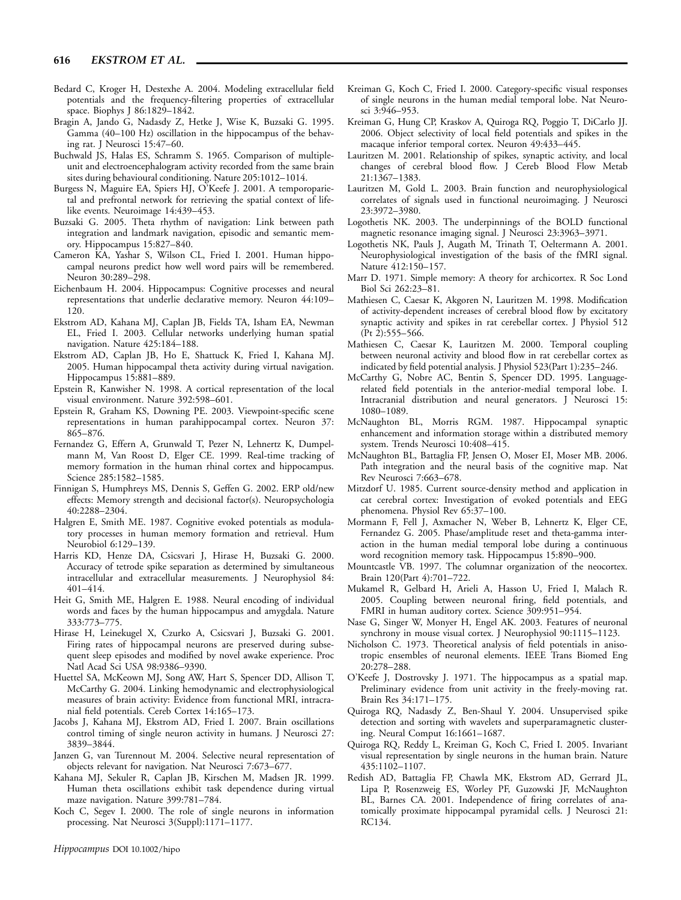Bedard C, Kroger H, Destexhe A. 2004. Modeling extracellular field potentials and the frequency-filtering properties of extracellular space. Biophys J 86:1829–1842.

Bragin A, Jando G, Nadasdy Z, Hetke J, Wise K, Buzsaki G. 1995. Gamma (40–100 Hz) oscillation in the hippocampus of the behaving rat. J Neurosci 15:47–60.

Buchwald JS, Halas ES, Schramm S. 1965. Comparison of multiple-unit and electroencephalogram activity recorded from the same brain sites during behavioural conditioning. Nature 205:1012–1014.

Burgess N, Maguire EA, Spiers HJ, O'Keefe J. 2001. A temporoparietal and prefrontal network for retrieving the spatial context of lifelike events. Neuroimage 14:439–453.

Buzsaki G. 2005. Theta rhythm of navigation: Link between path integration and landmark navigation, episodic and semantic memory. Hippocampus 15:827–840.

Cameron KA, Yashar S, Wilson CL, Fried I. 2001. Human hippocampal neurons predict how well word pairs will be remembered. Neuron 30:289–298.

Eichenbaum H. 2004. Hippocampus: Cognitive processes and neural representations that underlie declarative memory. Neuron 44:109–120.

Ekstrom AD, Kahana MJ, Caplan JB, Fields TA, Isham EA, Newman EL, Fried I. 2003. Cellular networks underlying human spatial navigation. Nature 425:184–188.

Ekstrom AD, Caplan JB, Ho E, Shattuck K, Fried I, Kahana MJ. 2005. Human hippocampal theta activity during virtual navigation. Hippocampus 15:881–889.

Epstein R, Kanwisher N. 1998. A cortical representation of the local visual environment. Nature 392:598–601.

Epstein R, Graham KS, Downing PE. 2003. Viewpoint-specific scene representations in human parahippocampal cortex. Neuron 37: 865–876.

Fernandez G, Effern A, Grunwald T, Pezer N, Lehnertz K, Dumpelmann M, Van Roost D, Elger CE. 1999. Real-time tracking of memory formation in the human rhinal cortex and hippocampus. Science 285:1582–1585.

Finnigan S, Humphreys MS, Dennis S, Geffen G. 2002. ERP old/new effects: Memory strength and decisional factor(s). Neuropsychologia 40:2288–2304.

Halgren E, Smith ME. 1987. Cognitive evoked potentials as modulatory processes in human memory formation and retrieval. Hum Neurobiol 6:129–139.

Harris KD, Henze DA, Csicsvari J, Hirase H, Buzsaki G. 2000. Accuracy of tetrode spike separation as determined by simultaneous intracellular and extracellular measurements. J Neurophysiol 84: 401–414.

Heit G, Smith ME, Halgren E. 1988. Neural encoding of individual words and faces by the human hippocampus and amygdala. Nature 333:773–775.

Hirase H, Leinekugel X, Czurko A, Csicsvari J, Buzsaki G. 2001. Firing rates of hippocampal neurons are preserved during subsequent sleep episodes and modified by novel awake experience. Proc Natl Acad Sci USA 98:9386–9390.

Huettel SA, McKeown MJ, Song AW, Hart S, Spencer DD, Allison T, McCarthy G. 2004. Linking hemodynamic and electrophysiological measures of brain activity: Evidence from functional MRI, intracranial field potentials. Cereb Cortex 14:165–173.

Jacobs J, Kahana MJ, Ekstrom AD, Fried I. 2007. Brain oscillations control timing of single neuron activity in humans. J Neurosci 27: 3839–3844.

Janzen G, van Turennout M. 2004. Selective neural representation of objects relevant for navigation. Nat Neurosci 7:673–677.

Kahana MJ, Sekuler R, Caplan JB, Kirschen M, Madsen JR. 1999. Human theta oscillations exhibit task dependence during virtual maze navigation. Nature 399:781–784.

Koch C, Segev I. 2000. The role of single neurons in information processing. Nat Neurosci 3(Suppl):1171–1177.

Kreiman G, Koch C, Fried I. 2000. Category-specific visual responses of single neurons in the human medial temporal lobe. Nat Neurosci 3:946–953.

Kreiman G, Hung CP, Kraskov A, Quiroga RQ, Poggio T, DiCarlo JJ. 2006. Object selectivity of local field potentials and spikes in the macaque inferior temporal cortex. Neuron 49:433–445.

Lauritzen M. 2001. Relationship of spikes, synaptic activity, and local changes of cerebral blood flow. J Cereb Blood Flow Metab 21:1367–1383.

Lauritzen M, Gold L. 2003. Brain function and neurophysiological correlates of signals used in functional neuroimaging. J Neurosci 23:3972–3980.

Logothetis NK. 2003. The underpinnings of the BOLD functional magnetic resonance imaging signal. J Neurosci 23:3963–3971.

Logothetis NK, Pauls J, Augath M, Trinath T, Oeltermann A. 2001. Neurophysiological investigation of the basis of the fMRI signal. Nature 412:150–157.

Marr D. 1971. Simple memory: A theory for archicortex. R Soc Lond Biol Sci 262:23–81.

Mathiesen C, Caesar K, Akgoren N, Lauritzen M. 1998. Modification of activity-dependent increases of cerebral blood flow by excitatory synaptic activity and spikes in rat cerebellar cortex. J Physiol 512 (Pt 2):555–566.

Mathiesen C, Caesar K, Lauritzen M. 2000. Temporal coupling between neuronal activity and blood flow in rat cerebellar cortex as indicated by field potential analysis. J Physiol 523(Part 1):235–246.

McCarthy G, Nobre AC, Bentin S, Spencer DD. 1995. Language-related field potentials in the anterior-medial temporal lobe. I. Intracranial distribution and neural generators. J Neurosci 15: 1080–1089.

McNaughton BL, Morris RGM. 1987. Hippocampal synaptic enhancement and information storage within a distributed memory system. Trends Neurosci 10:408–415.

McNaughton BL, Battaglia FP, Jensen O, Moser EI, Moser MB. 2006. Path integration and the neural basis of the cognitive map. Nat Rev Neurosci 7:663–678.

Mitzdorf U. 1985. Current source-density method and application in cat cerebral cortex: Investigation of evoked potentials and EEG phenomena. Physiol Rev 65:37–100.

Mormann F, Fell J, Axmacher N, Weber B, Lehnertz K, Elger CE, Fernandez G. 2005. Phase/amplitude reset and theta-gamma interaction in the human medial temporal lobe during a continuous word recognition memory task. Hippocampus 15:890–900.

Mountcastle VB. 1997. The columnar organization of the neocortex. Brain 120(Part 4):701–722.

Mukamel R, Gelbard H, Arieli A, Hasson U, Fried I, Malach R. 2005. Coupling between neuronal firing, field potentials, and FMRI in human auditory cortex. Science 309:951–954.

Nase G, Singer W, Monyer H, Engel AK. 2003. Features of neuronal synchrony in mouse visual cortex. J Neurophysiol 90:1115–1123.

Nicholson C. 1973. Theoretical analysis of field potentials in anisotropic ensembles of neuronal elements. IEEE Trans Biomed Eng 20:278–288.

O'Keefe J, Dostrovsky J. 1971. The hippocampus as a spatial map. Preliminary evidence from unit activity in the freely-moving rat. Brain Res 34:171–175.

Quiroga RQ, Nadasdy Z, Ben-Shaul Y. 2004. Unsupervised spike detection and sorting with wavelets and superparamagnetic clustering. Neural Comput 16:1661–1687.

Quiroga RQ, Reddy L, Kreiman G, Koch C, Fried I. 2005. Invariant visual representation by single neurons in the human brain. Nature 435:1102–1107.

Redish AD, Battaglia FP, Chawla MK, Ekstrom AD, Gerrard JL, Lipa P, Rosenzweig ES, Worley PF, Guzowski JF, McNaughton BL, Barnes CA. 2001. Independence of firing correlates of anatomically proximate hippocampal pyramidal cells. J Neurosci 21: RC134.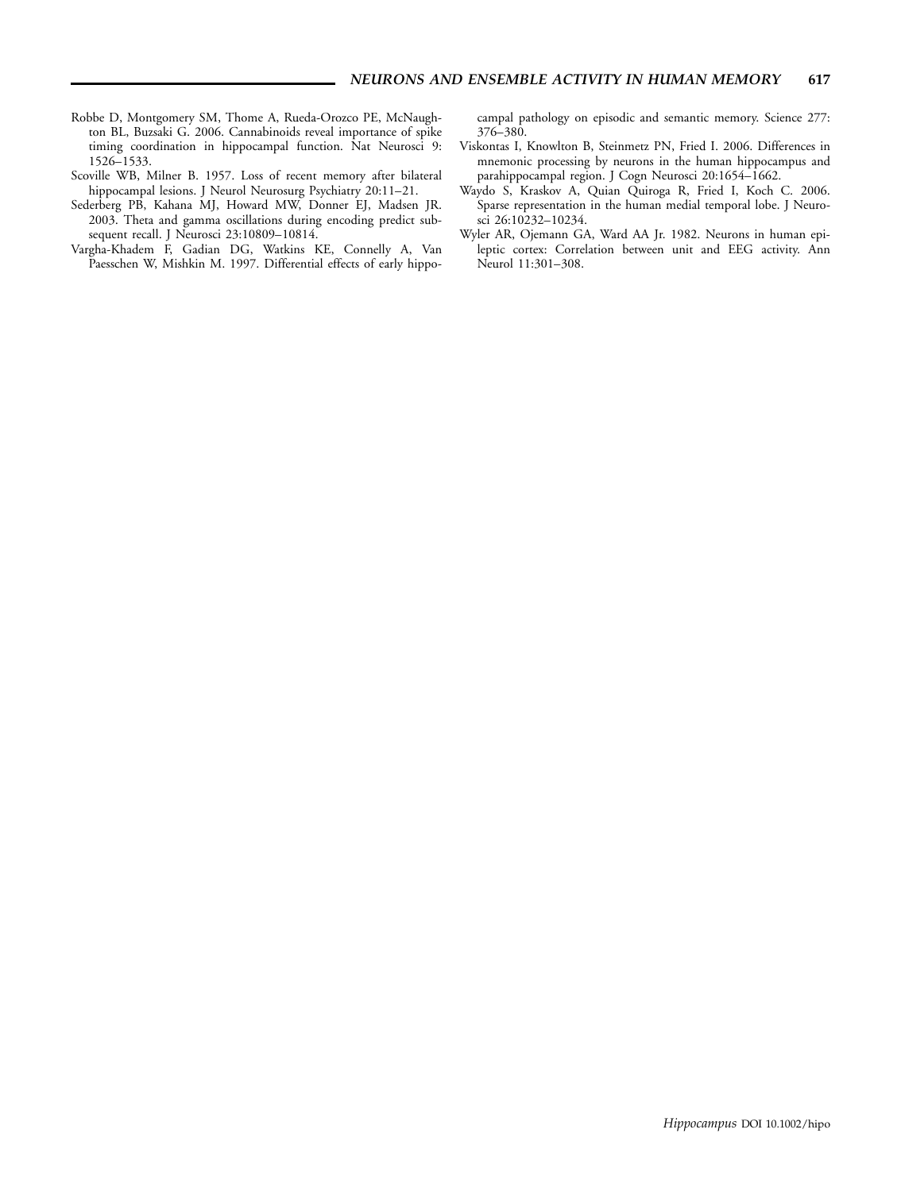Robbe D, Montgomery SM, Thome A, Rueda-Orozco PE, McNaughton BL, Buzsaki G. 2006. Cannabinoids reveal importance of spike timing coordination in hippocampal function. Nat Neurosci 9: 1526–1533.

Scoville WB, Milner B. 1957. Loss of recent memory after bilateral hippocampal lesions. J Neurol Neurosurg Psychiatry 20:11–21.

Sederberg PB, Kahana MJ, Howard MW, Donner EJ, Madsen JR. 2003. Theta and gamma oscillations during encoding predict subsequent recall. J Neurosci 23:10809–10814.

Vargha-Khadem F, Gadian DG, Watkins KE, Connelly A, Van Paesschen W, Mishkin M. 1997. Differential effects of early hippocampal pathology on episodic and semantic memory. Science 277: 376–380.

Viskontas I, Knowlton B, Steinmetz PN, Fried I. 2006. Differences in mnemonic processing by neurons in the human hippocampus and parahippocampal region. J Cogn Neurosci 20:1654–1662.

Waydo S, Kraskov A, Quian Quiroga R, Fried I, Koch C. 2006. Sparse representation in the human medial temporal lobe. J Neurosci 26:10232–10234.

Wyler AR, Ojemann GA, Ward AA Jr. 1982. Neurons in human epileptic cortex: Correlation between unit and EEG activity. Ann Neurol 11:301–308.